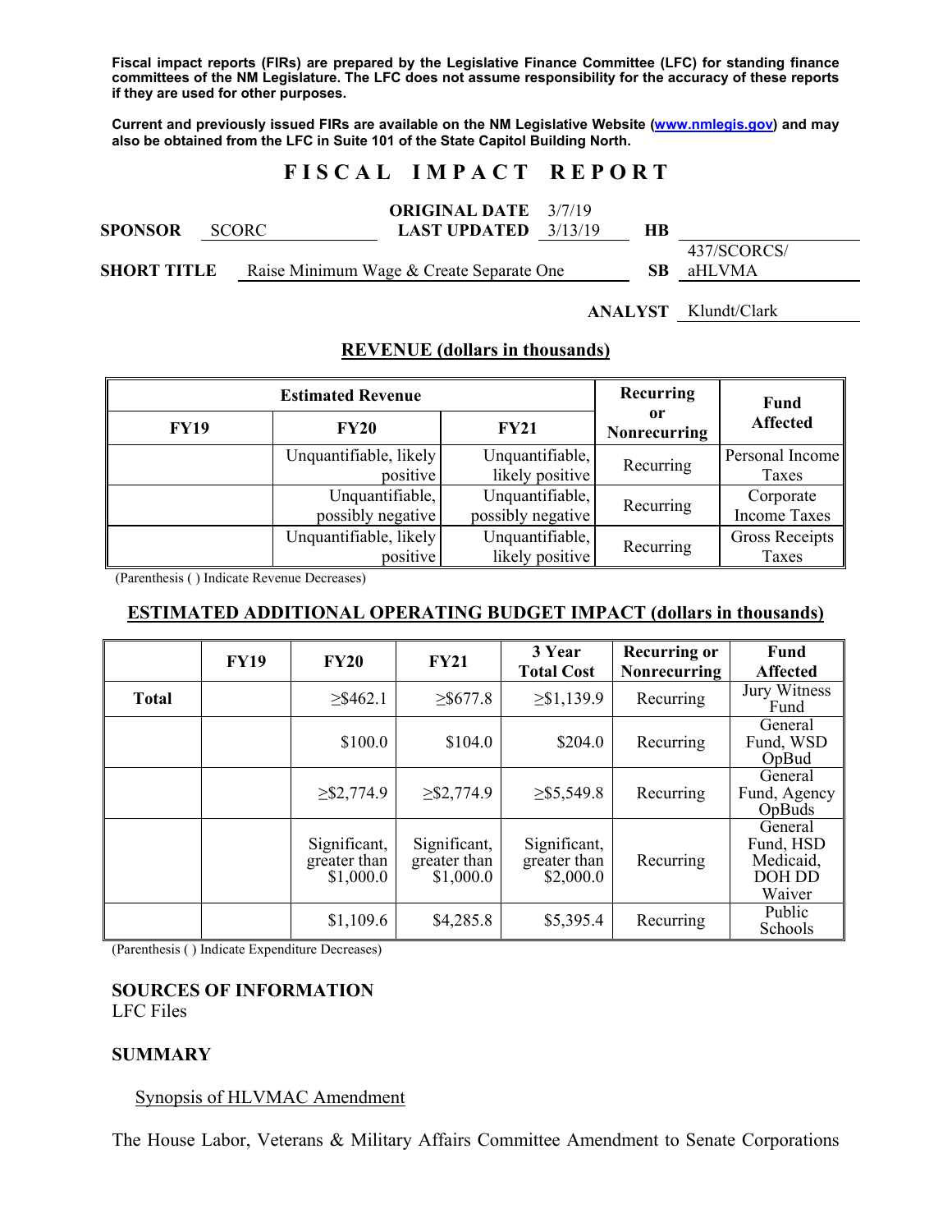**Fiscal impact reports (FIRs) are prepared by the Legislative Finance Committee (LFC) for standing finance committees of the NM Legislature. The LFC does not assume responsibility for the accuracy of these reports if they are used for other purposes.**

**Current and previously issued FIRs are available on the NM Legislative Website (www.nmlegis.gov) and may also be obtained from the LFC in Suite 101 of the State Capitol Building North.**

# F I S C A L   I M P A C T   R E P O R T

| | | | | | |
|---|---|---|---|---|---|
| **SPONSOR** | SCORC | **ORIGINAL DATE** / **LAST UPDATED** | 3/7/19 / 3/13/19 | **HB** | |
| **SHORT TITLE** | Raise Minimum Wage & Create Separate One | | | **SB** | 437/SCORCS/ aHLVMA |
| | | | | **ANALYST** | Klundt/Clark |

## REVENUE (dollars in thousands)

| Estimated Revenue | | | Recurring or Nonrecurring | Fund Affected |
|---|---|---|---|---|
| **FY19** | **FY20** | **FY21** | | |
| | Unquantifiable, likely positive | Unquantifiable, likely positive | Recurring | Personal Income Taxes |
| | Unquantifiable, possibly negative | Unquantifiable, possibly negative | Recurring | Corporate Income Taxes |
| | Unquantifiable, likely positive | Unquantifiable, likely positive | Recurring | Gross Receipts Taxes |

(Parenthesis ( ) Indicate Revenue Decreases)

## ESTIMATED ADDITIONAL OPERATING BUDGET IMPACT (dollars in thousands)

| | FY19 | FY20 | FY21 | 3 Year Total Cost | Recurring or Nonrecurring | Fund Affected |
|---|---|---|---|---|---|---|
| **Total** | | ≥$462.1 | ≥$677.8 | ≥$1,139.9 | Recurring | Jury Witness Fund |
| | | $100.0 | $104.0 | $204.0 | Recurring | General Fund, WSD OpBud |
| | | ≥$2,774.9 | ≥$2,774.9 | ≥$5,549.8 | Recurring | General Fund, Agency OpBuds |
| | | Significant, greater than $1,000.0 | Significant, greater than $1,000.0 | Significant, greater than $2,000.0 | Recurring | General Fund, HSD Medicaid, DOH DD Waiver |
| | | $1,109.6 | $4,285.8 | $5,395.4 | Recurring | Public Schools |

(Parenthesis ( ) Indicate Expenditure Decreases)

### SOURCES OF INFORMATION
LFC Files

### SUMMARY

Synopsis of HLVMAC Amendment

The House Labor, Veterans & Military Affairs Committee Amendment to Senate Corporations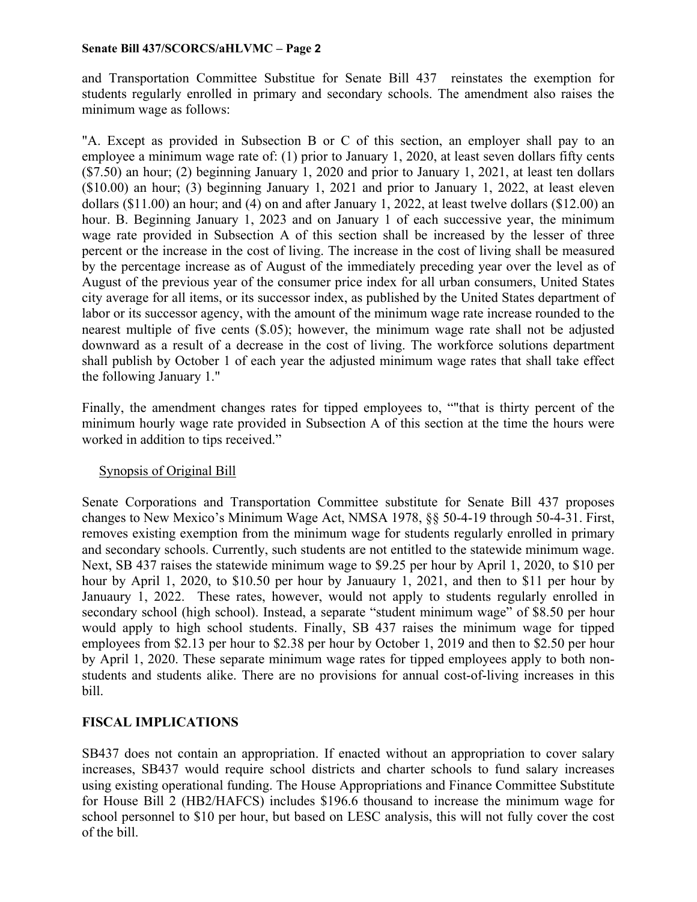and Transportation Committee Substitue for Senate Bill 437 reinstates the exemption for students regularly enrolled in primary and secondary schools. The amendment also raises the minimum wage as follows:

"A. Except as provided in Subsection B or C of this section, an employer shall pay to an employee a minimum wage rate of: (1) prior to January 1, 2020, at least seven dollars fifty cents ($7.50) an hour; (2) beginning January 1, 2020 and prior to January 1, 2021, at least ten dollars ($10.00) an hour; (3) beginning January 1, 2021 and prior to January 1, 2022, at least eleven dollars ($11.00) an hour; and (4) on and after January 1, 2022, at least twelve dollars ($12.00) an hour. B. Beginning January 1, 2023 and on January 1 of each successive year, the minimum wage rate provided in Subsection A of this section shall be increased by the lesser of three percent or the increase in the cost of living. The increase in the cost of living shall be measured by the percentage increase as of August of the immediately preceding year over the level as of August of the previous year of the consumer price index for all urban consumers, United States city average for all items, or its successor index, as published by the United States department of labor or its successor agency, with the amount of the minimum wage rate increase rounded to the nearest multiple of five cents ($.05); however, the minimum wage rate shall not be adjusted downward as a result of a decrease in the cost of living. The workforce solutions department shall publish by October 1 of each year the adjusted minimum wage rates that shall take effect the following January 1."

Finally, the amendment changes rates for tipped employees to, ""that is thirty percent of the minimum hourly wage rate provided in Subsection A of this section at the time the hours were worked in addition to tips received."

Synopsis of Original Bill

Senate Corporations and Transportation Committee substitute for Senate Bill 437 proposes changes to New Mexico's Minimum Wage Act, NMSA 1978, §§ 50-4-19 through 50-4-31. First, removes existing exemption from the minimum wage for students regularly enrolled in primary and secondary schools. Currently, such students are not entitled to the statewide minimum wage. Next, SB 437 raises the statewide minimum wage to $9.25 per hour by April 1, 2020, to $10 per hour by April 1, 2020, to $10.50 per hour by Januaury 1, 2021, and then to $11 per hour by Januaury 1, 2022. These rates, however, would not apply to students regularly enrolled in secondary school (high school). Instead, a separate "student minimum wage" of $8.50 per hour would apply to high school students. Finally, SB 437 raises the minimum wage for tipped employees from $2.13 per hour to $2.38 per hour by October 1, 2019 and then to $2.50 per hour by April 1, 2020. These separate minimum wage rates for tipped employees apply to both non-students and students alike. There are no provisions for annual cost-of-living increases in this bill.

## FISCAL IMPLICATIONS

SB437 does not contain an appropriation. If enacted without an appropriation to cover salary increases, SB437 would require school districts and charter schools to fund salary increases using existing operational funding. The House Appropriations and Finance Committee Substitute for House Bill 2 (HB2/HAFCS) includes $196.6 thousand to increase the minimum wage for school personnel to $10 per hour, but based on LESC analysis, this will not fully cover the cost of the bill.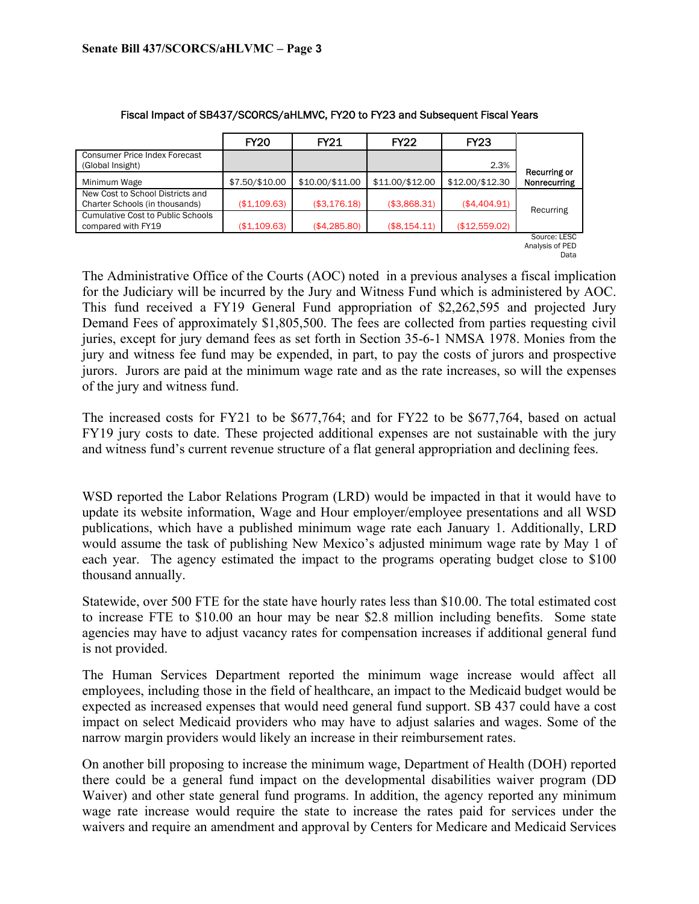Fiscal Impact of SB437/SCORCS/aHLMVC, FY20 to FY23 and Subsequent Fiscal Years

| | FY20 | FY21 | FY22 | FY23 | Recurring or Nonrecurring |
|---|---|---|---|---|---|
| Consumer Price Index Forecast (Global Insight) | | | | 2.3% | |
| Minimum Wage | $7.50/$10.00 | $10.00/$11.00 | $11.00/$12.00 | $12.00/$12.30 | |
| New Cost to School Districts and Charter Schools (in thousands) | ($1,109.63) | ($3,176.18) | ($3,868.31) | ($4,404.91) | Recurring |
| Cumulative Cost to Public Schools compared with FY19 | ($1,109.63) | ($4,285.80) | ($8,154.11) | ($12,559.02) | |

Source: LESC Analysis of PED Data

The Administrative Office of the Courts (AOC) noted in a previous analyses a fiscal implication for the Judiciary will be incurred by the Jury and Witness Fund which is administered by AOC. This fund received a FY19 General Fund appropriation of $2,262,595 and projected Jury Demand Fees of approximately $1,805,500. The fees are collected from parties requesting civil juries, except for jury demand fees as set forth in Section 35-6-1 NMSA 1978. Monies from the jury and witness fee fund may be expended, in part, to pay the costs of jurors and prospective jurors. Jurors are paid at the minimum wage rate and as the rate increases, so will the expenses of the jury and witness fund.

The increased costs for FY21 to be $677,764; and for FY22 to be $677,764, based on actual FY19 jury costs to date. These projected additional expenses are not sustainable with the jury and witness fund's current revenue structure of a flat general appropriation and declining fees.

WSD reported the Labor Relations Program (LRD) would be impacted in that it would have to update its website information, Wage and Hour employer/employee presentations and all WSD publications, which have a published minimum wage rate each January 1. Additionally, LRD would assume the task of publishing New Mexico's adjusted minimum wage rate by May 1 of each year. The agency estimated the impact to the programs operating budget close to $100 thousand annually.

Statewide, over 500 FTE for the state have hourly rates less than $10.00. The total estimated cost to increase FTE to $10.00 an hour may be near $2.8 million including benefits. Some state agencies may have to adjust vacancy rates for compensation increases if additional general fund is not provided.

The Human Services Department reported the minimum wage increase would affect all employees, including those in the field of healthcare, an impact to the Medicaid budget would be expected as increased expenses that would need general fund support. SB 437 could have a cost impact on select Medicaid providers who may have to adjust salaries and wages. Some of the narrow margin providers would likely an increase in their reimbursement rates.

On another bill proposing to increase the minimum wage, Department of Health (DOH) reported there could be a general fund impact on the developmental disabilities waiver program (DD Waiver) and other state general fund programs. In addition, the agency reported any minimum wage rate increase would require the state to increase the rates paid for services under the waivers and require an amendment and approval by Centers for Medicare and Medicaid Services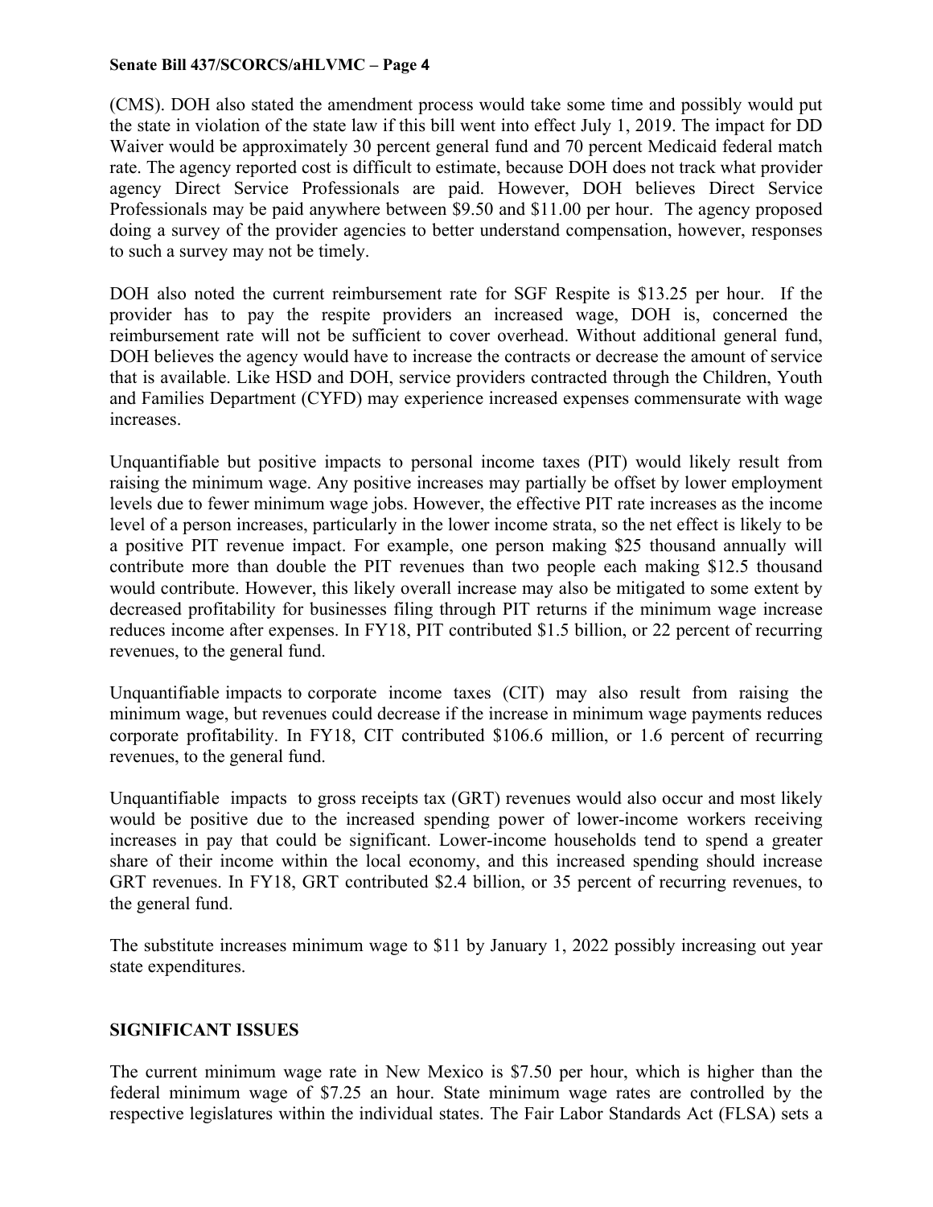(CMS). DOH also stated the amendment process would take some time and possibly would put the state in violation of the state law if this bill went into effect July 1, 2019. The impact for DD Waiver would be approximately 30 percent general fund and 70 percent Medicaid federal match rate. The agency reported cost is difficult to estimate, because DOH does not track what provider agency Direct Service Professionals are paid. However, DOH believes Direct Service Professionals may be paid anywhere between $9.50 and $11.00 per hour. The agency proposed doing a survey of the provider agencies to better understand compensation, however, responses to such a survey may not be timely.

DOH also noted the current reimbursement rate for SGF Respite is $13.25 per hour. If the provider has to pay the respite providers an increased wage, DOH is, concerned the reimbursement rate will not be sufficient to cover overhead. Without additional general fund, DOH believes the agency would have to increase the contracts or decrease the amount of service that is available. Like HSD and DOH, service providers contracted through the Children, Youth and Families Department (CYFD) may experience increased expenses commensurate with wage increases.

Unquantifiable but positive impacts to personal income taxes (PIT) would likely result from raising the minimum wage. Any positive increases may partially be offset by lower employment levels due to fewer minimum wage jobs. However, the effective PIT rate increases as the income level of a person increases, particularly in the lower income strata, so the net effect is likely to be a positive PIT revenue impact. For example, one person making $25 thousand annually will contribute more than double the PIT revenues than two people each making $12.5 thousand would contribute. However, this likely overall increase may also be mitigated to some extent by decreased profitability for businesses filing through PIT returns if the minimum wage increase reduces income after expenses. In FY18, PIT contributed $1.5 billion, or 22 percent of recurring revenues, to the general fund.

Unquantifiable impacts to corporate income taxes (CIT) may also result from raising the minimum wage, but revenues could decrease if the increase in minimum wage payments reduces corporate profitability. In FY18, CIT contributed $106.6 million, or 1.6 percent of recurring revenues, to the general fund.

Unquantifiable impacts to gross receipts tax (GRT) revenues would also occur and most likely would be positive due to the increased spending power of lower-income workers receiving increases in pay that could be significant. Lower-income households tend to spend a greater share of their income within the local economy, and this increased spending should increase GRT revenues. In FY18, GRT contributed $2.4 billion, or 35 percent of recurring revenues, to the general fund.

The substitute increases minimum wage to $11 by January 1, 2022 possibly increasing out year state expenditures.

**SIGNIFICANT ISSUES**

The current minimum wage rate in New Mexico is $7.50 per hour, which is higher than the federal minimum wage of $7.25 an hour. State minimum wage rates are controlled by the respective legislatures within the individual states. The Fair Labor Standards Act (FLSA) sets a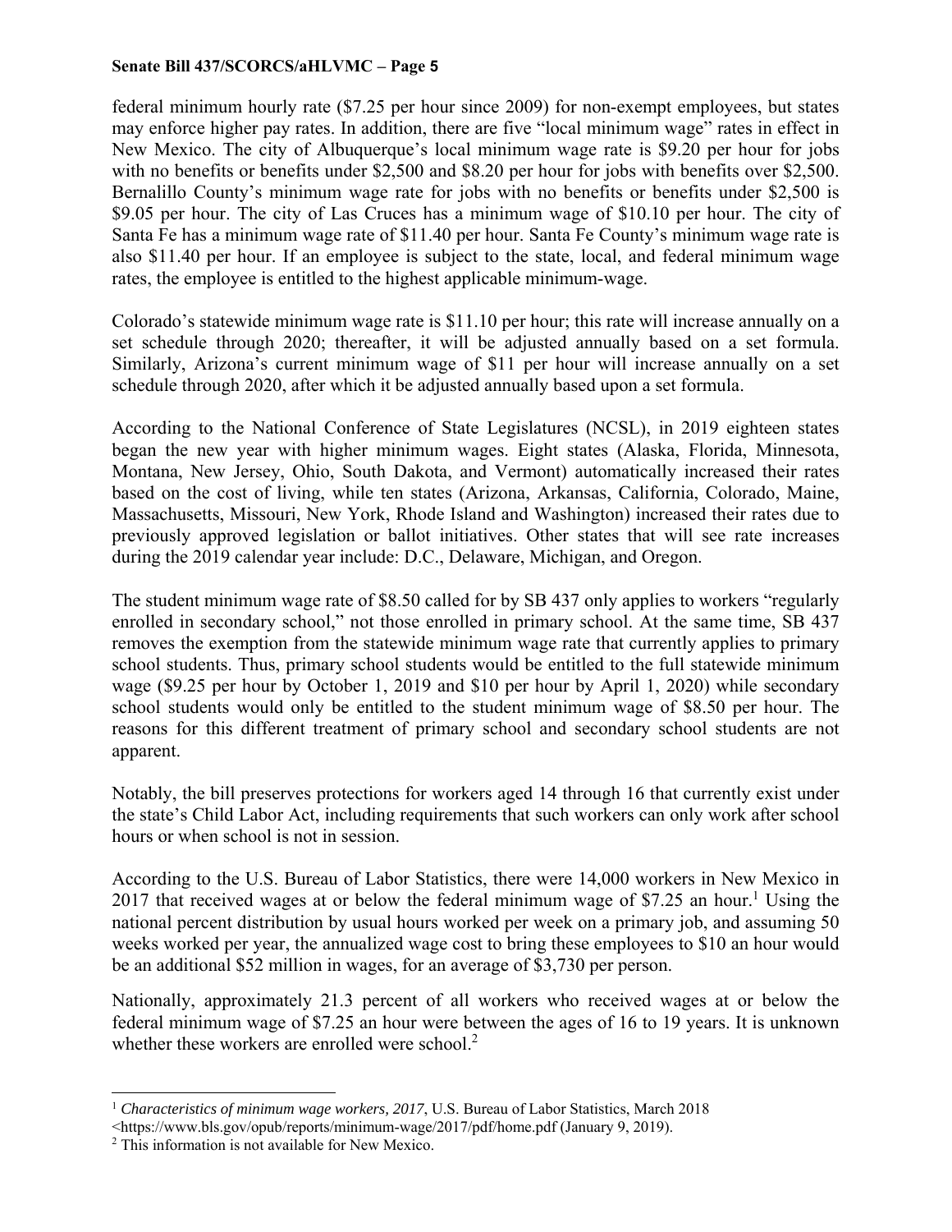federal minimum hourly rate ($7.25 per hour since 2009) for non-exempt employees, but states may enforce higher pay rates. In addition, there are five "local minimum wage" rates in effect in New Mexico. The city of Albuquerque's local minimum wage rate is $9.20 per hour for jobs with no benefits or benefits under $2,500 and $8.20 per hour for jobs with benefits over $2,500. Bernalillo County's minimum wage rate for jobs with no benefits or benefits under $2,500 is $9.05 per hour. The city of Las Cruces has a minimum wage of $10.10 per hour. The city of Santa Fe has a minimum wage rate of $11.40 per hour. Santa Fe County's minimum wage rate is also $11.40 per hour. If an employee is subject to the state, local, and federal minimum wage rates, the employee is entitled to the highest applicable minimum-wage.

Colorado's statewide minimum wage rate is $11.10 per hour; this rate will increase annually on a set schedule through 2020; thereafter, it will be adjusted annually based on a set formula. Similarly, Arizona's current minimum wage of $11 per hour will increase annually on a set schedule through 2020, after which it be adjusted annually based upon a set formula.

According to the National Conference of State Legislatures (NCSL), in 2019 eighteen states began the new year with higher minimum wages. Eight states (Alaska, Florida, Minnesota, Montana, New Jersey, Ohio, South Dakota, and Vermont) automatically increased their rates based on the cost of living, while ten states (Arizona, Arkansas, California, Colorado, Maine, Massachusetts, Missouri, New York, Rhode Island and Washington) increased their rates due to previously approved legislation or ballot initiatives. Other states that will see rate increases during the 2019 calendar year include: D.C., Delaware, Michigan, and Oregon.

The student minimum wage rate of $8.50 called for by SB 437 only applies to workers "regularly enrolled in secondary school," not those enrolled in primary school. At the same time, SB 437 removes the exemption from the statewide minimum wage rate that currently applies to primary school students. Thus, primary school students would be entitled to the full statewide minimum wage ($9.25 per hour by October 1, 2019 and $10 per hour by April 1, 2020) while secondary school students would only be entitled to the student minimum wage of $8.50 per hour. The reasons for this different treatment of primary school and secondary school students are not apparent.

Notably, the bill preserves protections for workers aged 14 through 16 that currently exist under the state's Child Labor Act, including requirements that such workers can only work after school hours or when school is not in session.

According to the U.S. Bureau of Labor Statistics, there were 14,000 workers in New Mexico in 2017 that received wages at or below the federal minimum wage of $7.25 an hour.[1] Using the national percent distribution by usual hours worked per week on a primary job, and assuming 50 weeks worked per year, the annualized wage cost to bring these employees to $10 an hour would be an additional $52 million in wages, for an average of $3,730 per person.

Nationally, approximately 21.3 percent of all workers who received wages at or below the federal minimum wage of $7.25 an hour were between the ages of 16 to 19 years. It is unknown whether these workers are enrolled were school.[2]

---

[1] *Characteristics of minimum wage workers, 2017*, U.S. Bureau of Labor Statistics, March 2018 <https://www.bls.gov/opub/reports/minimum-wage/2017/pdf/home.pdf (January 9, 2019).

[2] This information is not available for New Mexico.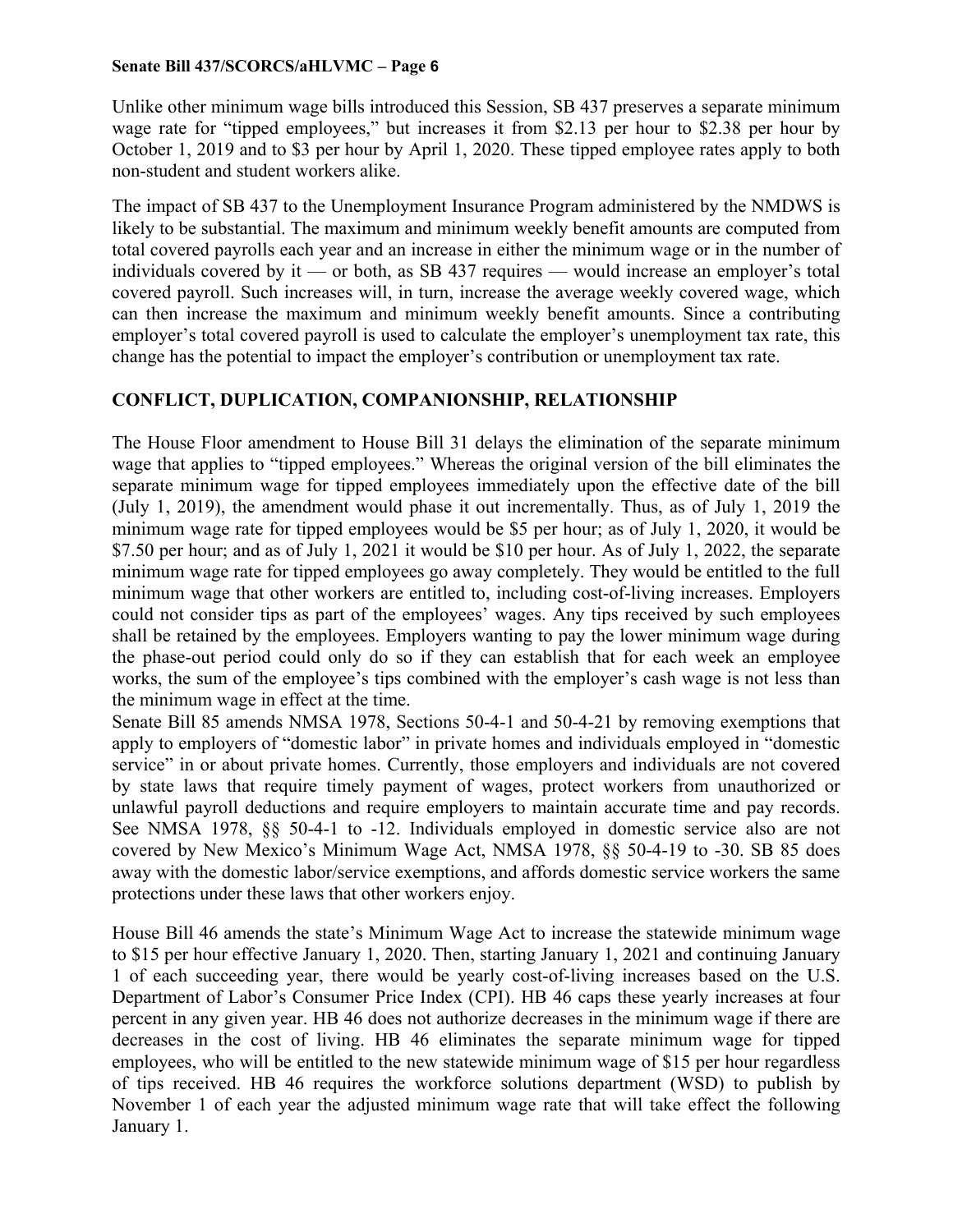Unlike other minimum wage bills introduced this Session, SB 437 preserves a separate minimum wage rate for "tipped employees," but increases it from $2.13 per hour to $2.38 per hour by October 1, 2019 and to $3 per hour by April 1, 2020. These tipped employee rates apply to both non-student and student workers alike.

The impact of SB 437 to the Unemployment Insurance Program administered by the NMDWS is likely to be substantial. The maximum and minimum weekly benefit amounts are computed from total covered payrolls each year and an increase in either the minimum wage or in the number of individuals covered by it — or both, as SB 437 requires — would increase an employer's total covered payroll. Such increases will, in turn, increase the average weekly covered wage, which can then increase the maximum and minimum weekly benefit amounts. Since a contributing employer's total covered payroll is used to calculate the employer's unemployment tax rate, this change has the potential to impact the employer's contribution or unemployment tax rate.

## CONFLICT, DUPLICATION, COMPANIONSHIP, RELATIONSHIP

The House Floor amendment to House Bill 31 delays the elimination of the separate minimum wage that applies to "tipped employees." Whereas the original version of the bill eliminates the separate minimum wage for tipped employees immediately upon the effective date of the bill (July 1, 2019), the amendment would phase it out incrementally. Thus, as of July 1, 2019 the minimum wage rate for tipped employees would be $5 per hour; as of July 1, 2020, it would be $7.50 per hour; and as of July 1, 2021 it would be $10 per hour. As of July 1, 2022, the separate minimum wage rate for tipped employees go away completely. They would be entitled to the full minimum wage that other workers are entitled to, including cost-of-living increases. Employers could not consider tips as part of the employees' wages. Any tips received by such employees shall be retained by the employees. Employers wanting to pay the lower minimum wage during the phase-out period could only do so if they can establish that for each week an employee works, the sum of the employee's tips combined with the employer's cash wage is not less than the minimum wage in effect at the time.

Senate Bill 85 amends NMSA 1978, Sections 50-4-1 and 50-4-21 by removing exemptions that apply to employers of "domestic labor" in private homes and individuals employed in "domestic service" in or about private homes. Currently, those employers and individuals are not covered by state laws that require timely payment of wages, protect workers from unauthorized or unlawful payroll deductions and require employers to maintain accurate time and pay records. See NMSA 1978, §§ 50-4-1 to -12. Individuals employed in domestic service also are not covered by New Mexico's Minimum Wage Act, NMSA 1978, §§ 50-4-19 to -30. SB 85 does away with the domestic labor/service exemptions, and affords domestic service workers the same protections under these laws that other workers enjoy.

House Bill 46 amends the state's Minimum Wage Act to increase the statewide minimum wage to $15 per hour effective January 1, 2020. Then, starting January 1, 2021 and continuing January 1 of each succeeding year, there would be yearly cost-of-living increases based on the U.S. Department of Labor's Consumer Price Index (CPI). HB 46 caps these yearly increases at four percent in any given year. HB 46 does not authorize decreases in the minimum wage if there are decreases in the cost of living. HB 46 eliminates the separate minimum wage for tipped employees, who will be entitled to the new statewide minimum wage of $15 per hour regardless of tips received. HB 46 requires the workforce solutions department (WSD) to publish by November 1 of each year the adjusted minimum wage rate that will take effect the following January 1.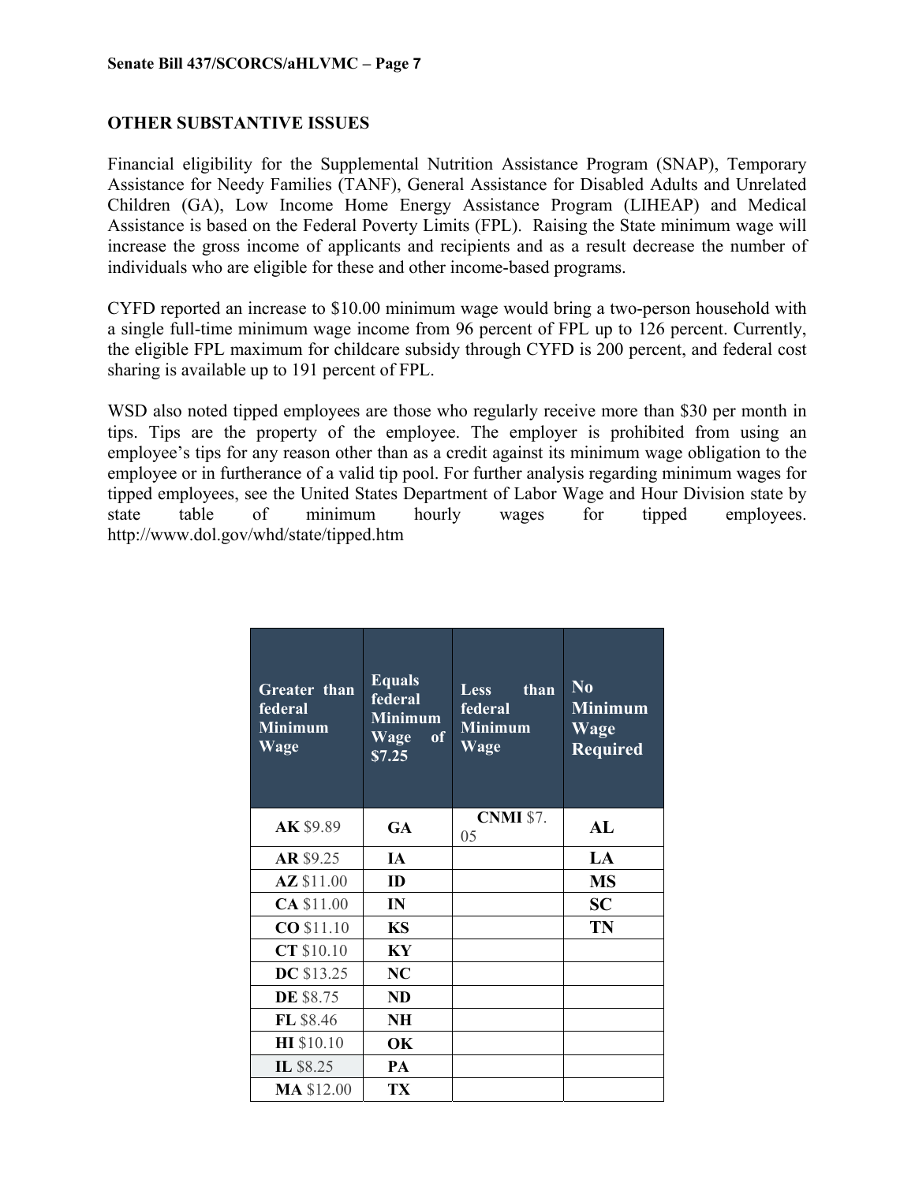## OTHER SUBSTANTIVE ISSUES

Financial eligibility for the Supplemental Nutrition Assistance Program (SNAP), Temporary Assistance for Needy Families (TANF), General Assistance for Disabled Adults and Unrelated Children (GA), Low Income Home Energy Assistance Program (LIHEAP) and Medical Assistance is based on the Federal Poverty Limits (FPL). Raising the State minimum wage will increase the gross income of applicants and recipients and as a result decrease the number of individuals who are eligible for these and other income-based programs.

CYFD reported an increase to $10.00 minimum wage would bring a two-person household with a single full-time minimum wage income from 96 percent of FPL up to 126 percent. Currently, the eligible FPL maximum for childcare subsidy through CYFD is 200 percent, and federal cost sharing is available up to 191 percent of FPL.

WSD also noted tipped employees are those who regularly receive more than $30 per month in tips. Tips are the property of the employee. The employer is prohibited from using an employee's tips for any reason other than as a credit against its minimum wage obligation to the employee or in furtherance of a valid tip pool. For further analysis regarding minimum wages for tipped employees, see the United States Department of Labor Wage and Hour Division state by state table of minimum hourly wages for tipped employees. http://www.dol.gov/whd/state/tipped.htm

| Greater than federal Minimum Wage | Equals federal Minimum Wage of $7.25 | Less than federal Minimum Wage | No Minimum Wage Required |
|---|---|---|---|
| **AK** $9.89 | **GA** | **CNMI** $7.05 | **AL** |
| **AR** $9.25 | **IA** | | **LA** |
| **AZ** $11.00 | **ID** | | **MS** |
| **CA** $11.00 | **IN** | | **SC** |
| **CO** $11.10 | **KS** | | **TN** |
| **CT** $10.10 | **KY** | | |
| **DC** $13.25 | **NC** | | |
| **DE** $8.75 | **ND** | | |
| **FL** $8.46 | **NH** | | |
| **HI** $10.10 | **OK** | | |
| **IL** $8.25 | **PA** | | |
| **MA** $12.00 | **TX** | | |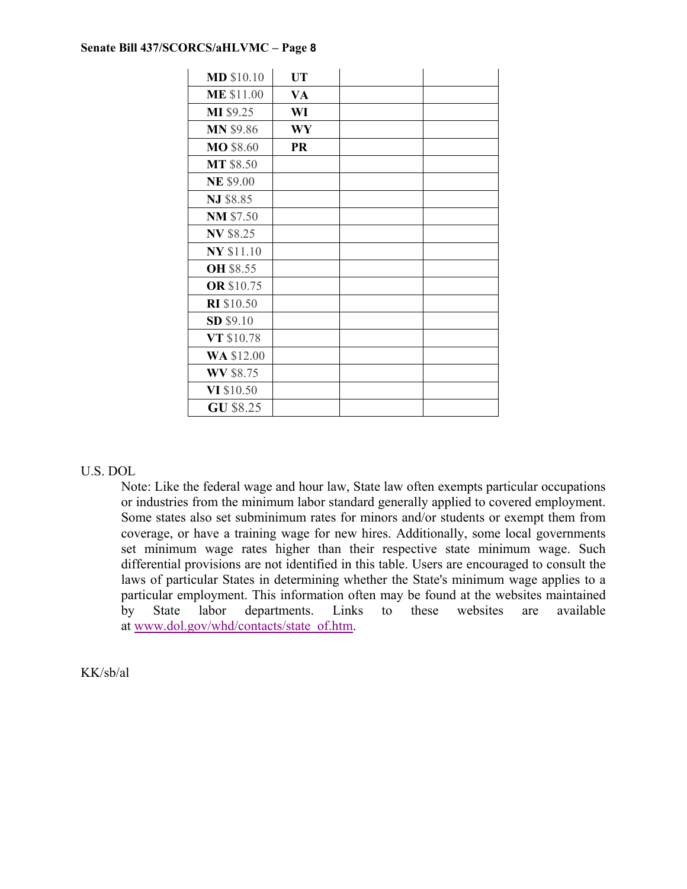| | | | |
|---|---|---|---|
| **MD** $10.10 | **UT** | | |
| **ME** $11.00 | **VA** | | |
| **MI** $9.25 | **WI** | | |
| **MN** $9.86 | **WY** | | |
| **MO** $8.60 | **PR** | | |
| **MT** $8.50 | | | |
| **NE** $9.00 | | | |
| **NJ** $8.85 | | | |
| **NM** $7.50 | | | |
| **NV** $8.25 | | | |
| **NY** $11.10 | | | |
| **OH** $8.55 | | | |
| **OR** $10.75 | | | |
| **RI** $10.50 | | | |
| **SD** $9.10 | | | |
| **VT** $10.78 | | | |
| **WA** $12.00 | | | |
| **WV** $8.75 | | | |
| **VI** $10.50 | | | |
| **GU** $8.25 | | | |

U.S. DOL

> Note: Like the federal wage and hour law, State law often exempts particular occupations or industries from the minimum labor standard generally applied to covered employment. Some states also set subminimum rates for minors and/or students or exempt them from coverage, or have a training wage for new hires. Additionally, some local governments set minimum wage rates higher than their respective state minimum wage. Such differential provisions are not identified in this table. Users are encouraged to consult the laws of particular States in determining whether the State's minimum wage applies to a particular employment. This information often may be found at the websites maintained by State labor departments. Links to these websites are available at www.dol.gov/whd/contacts/state_of.htm.

KK/sb/al